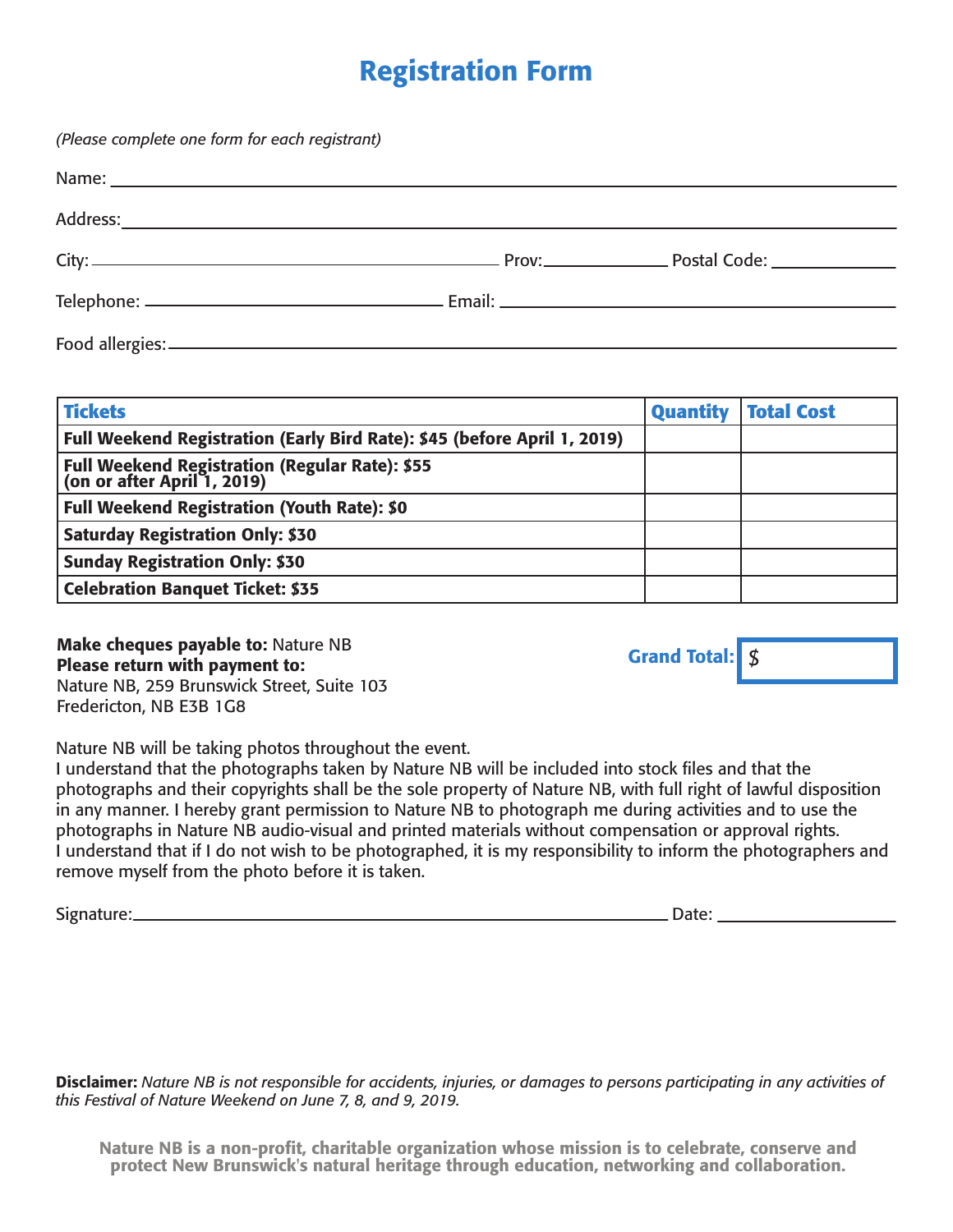# Registration Form

*(Please complete one form for each registrant)*

Name: ______________________________________________

Address: ______________________________________________

City: ______________________ Prov: __________ Postal Code: __________

Telephone: ______________________ Email: ______________________

Food allergies: ______________________________________________

| Tickets | Quantity | Total Cost |
|---|---|---|
| **Full Weekend Registration (Early Bird Rate): $45 (before April 1, 2019)** | | |
| **Full Weekend Registration (Regular Rate): $55 (on or after April 1, 2019)** | | |
| **Full Weekend Registration (Youth Rate): $0** | | |
| **Saturday Registration Only: $30** | | |
| **Sunday Registration Only: $30** | | |
| **Celebration Banquet Ticket: $35** | | |

**Grand Total:** $

**Make cheques payable to:** Nature NB
**Please return with payment to:**
Nature NB, 259 Brunswick Street, Suite 103
Fredericton, NB E3B 1G8

Nature NB will be taking photos throughout the event.
I understand that the photographs taken by Nature NB will be included into stock files and that the photographs and their copyrights shall be the sole property of Nature NB, with full right of lawful disposition in any manner. I hereby grant permission to Nature NB to photograph me during activities and to use the photographs in Nature NB audio-visual and printed materials without compensation or approval rights.
I understand that if I do not wish to be photographed, it is my responsibility to inform the photographers and remove myself from the photo before it is taken.

Signature: ______________________________ Date: ______________

**Disclaimer:** *Nature NB is not responsible for accidents, injuries, or damages to persons participating in any activities of this Festival of Nature Weekend on June 7, 8, and 9, 2019.*

**Nature NB is a non-profit, charitable organization whose mission is to celebrate, conserve and protect New Brunswick's natural heritage through education, networking and collaboration.**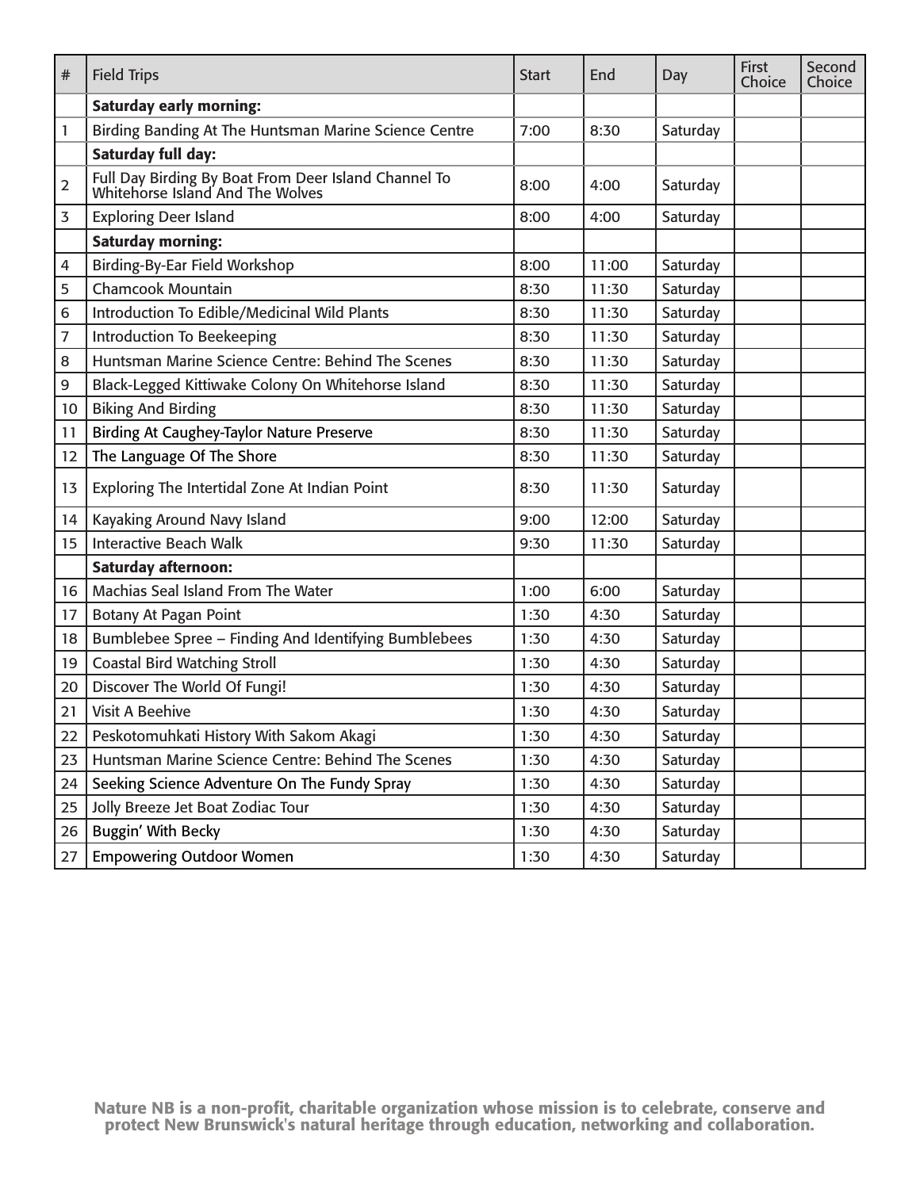| # | Field Trips | Start | End | Day | First Choice | Second Choice |
|---|---|---|---|---|---|---|
| | **Saturday early morning:** | | | | | |
| 1 | Birding Banding At The Huntsman Marine Science Centre | 7:00 | 8:30 | Saturday | | |
| | **Saturday full day:** | | | | | |
| 2 | Full Day Birding By Boat From Deer Island Channel To Whitehorse Island And The Wolves | 8:00 | 4:00 | Saturday | | |
| 3 | Exploring Deer Island | 8:00 | 4:00 | Saturday | | |
| | **Saturday morning:** | | | | | |
| 4 | Birding-By-Ear Field Workshop | 8:00 | 11:00 | Saturday | | |
| 5 | Chamcook Mountain | 8:30 | 11:30 | Saturday | | |
| 6 | Introduction To Edible/Medicinal Wild Plants | 8:30 | 11:30 | Saturday | | |
| 7 | Introduction To Beekeeping | 8:30 | 11:30 | Saturday | | |
| 8 | Huntsman Marine Science Centre: Behind The Scenes | 8:30 | 11:30 | Saturday | | |
| 9 | Black-Legged Kittiwake Colony On Whitehorse Island | 8:30 | 11:30 | Saturday | | |
| 10 | Biking And Birding | 8:30 | 11:30 | Saturday | | |
| 11 | Birding At Caughey-Taylor Nature Preserve | 8:30 | 11:30 | Saturday | | |
| 12 | The Language Of The Shore | 8:30 | 11:30 | Saturday | | |
| 13 | Exploring The Intertidal Zone At Indian Point | 8:30 | 11:30 | Saturday | | |
| 14 | Kayaking Around Navy Island | 9:00 | 12:00 | Saturday | | |
| 15 | Interactive Beach Walk | 9:30 | 11:30 | Saturday | | |
| | **Saturday afternoon:** | | | | | |
| 16 | Machias Seal Island From The Water | 1:00 | 6:00 | Saturday | | |
| 17 | Botany At Pagan Point | 1:30 | 4:30 | Saturday | | |
| 18 | Bumblebee Spree – Finding And Identifying Bumblebees | 1:30 | 4:30 | Saturday | | |
| 19 | Coastal Bird Watching Stroll | 1:30 | 4:30 | Saturday | | |
| 20 | Discover The World Of Fungi! | 1:30 | 4:30 | Saturday | | |
| 21 | Visit A Beehive | 1:30 | 4:30 | Saturday | | |
| 22 | Peskotomuhkati History With Sakom Akagi | 1:30 | 4:30 | Saturday | | |
| 23 | Huntsman Marine Science Centre: Behind The Scenes | 1:30 | 4:30 | Saturday | | |
| 24 | Seeking Science Adventure On The Fundy Spray | 1:30 | 4:30 | Saturday | | |
| 25 | Jolly Breeze Jet Boat Zodiac Tour | 1:30 | 4:30 | Saturday | | |
| 26 | Buggin' With Becky | 1:30 | 4:30 | Saturday | | |
| 27 | Empowering Outdoor Women | 1:30 | 4:30 | Saturday | | |

**Nature NB is a non-profit, charitable organization whose mission is to celebrate, conserve and protect New Brunswick's natural heritage through education, networking and collaboration.**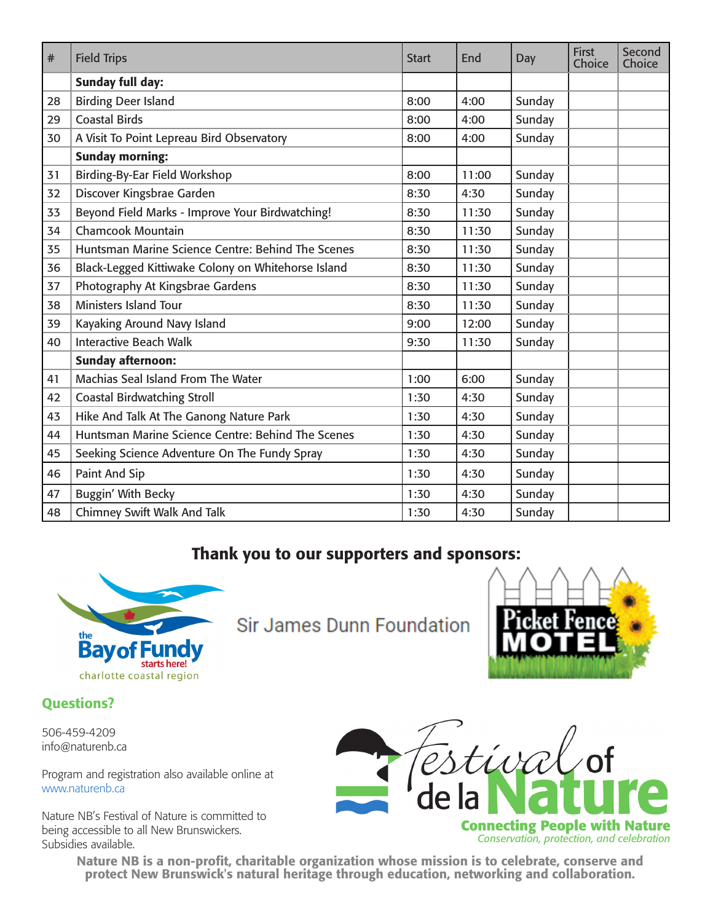| # | Field Trips | Start | End | Day | First Choice | Second Choice |
|---|---|---|---|---|---|---|
| | **Sunday full day:** | | | | | |
| 28 | Birding Deer Island | 8:00 | 4:00 | Sunday | | |
| 29 | Coastal Birds | 8:00 | 4:00 | Sunday | | |
| 30 | A Visit To Point Lepreau Bird Observatory | 8:00 | 4:00 | Sunday | | |
| | **Sunday morning:** | | | | | |
| 31 | Birding-By-Ear Field Workshop | 8:00 | 11:00 | Sunday | | |
| 32 | Discover Kingsbrae Garden | 8:30 | 4:30 | Sunday | | |
| 33 | Beyond Field Marks - Improve Your Birdwatching! | 8:30 | 11:30 | Sunday | | |
| 34 | Chamcook Mountain | 8:30 | 11:30 | Sunday | | |
| 35 | Huntsman Marine Science Centre: Behind The Scenes | 8:30 | 11:30 | Sunday | | |
| 36 | Black-Legged Kittiwake Colony on Whitehorse Island | 8:30 | 11:30 | Sunday | | |
| 37 | Photography At Kingsbrae Gardens | 8:30 | 11:30 | Sunday | | |
| 38 | Ministers Island Tour | 8:30 | 11:30 | Sunday | | |
| 39 | Kayaking Around Navy Island | 9:00 | 12:00 | Sunday | | |
| 40 | Interactive Beach Walk | 9:30 | 11:30 | Sunday | | |
| | **Sunday afternoon:** | | | | | |
| 41 | Machias Seal Island From The Water | 1:00 | 6:00 | Sunday | | |
| 42 | Coastal Birdwatching Stroll | 1:30 | 4:30 | Sunday | | |
| 43 | Hike And Talk At The Ganong Nature Park | 1:30 | 4:30 | Sunday | | |
| 44 | Huntsman Marine Science Centre: Behind The Scenes | 1:30 | 4:30 | Sunday | | |
| 45 | Seeking Science Adventure On The Fundy Spray | 1:30 | 4:30 | Sunday | | |
| 46 | Paint And Sip | 1:30 | 4:30 | Sunday | | |
| 47 | Buggin' With Becky | 1:30 | 4:30 | Sunday | | |
| 48 | Chimney Swift Walk And Talk | 1:30 | 4:30 | Sunday | | |

## Thank you to our supporters and sponsors:

the Bay of Fundy starts here! charlotte coastal region

Sir James Dunn Foundation

Picket Fence MOTEL

## Questions?

506-459-4209
info@naturenb.ca

Program and registration also available online at www.naturenb.ca

Nature NB's Festival of Nature is committed to being accessible to all New Brunswickers. Subsidies available.

Festival of de la Nature

**Connecting People with Nature**

*Conservation, protection, and celebration*

**Nature NB is a non-profit, charitable organization whose mission is to celebrate, conserve and protect New Brunswick's natural heritage through education, networking and collaboration.**